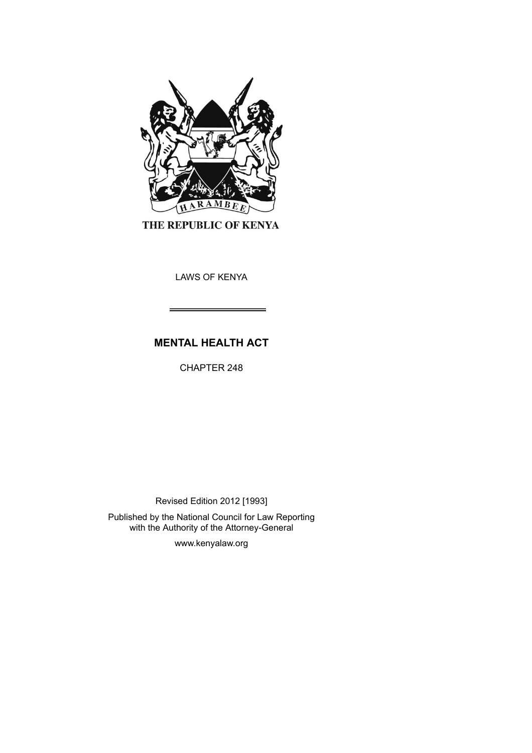HARAMBEE

THE REPUBLIC OF KENYA

LAWS OF KENYA

# MENTAL HEALTH ACT

CHAPTER 248

Revised Edition 2012 [1993]

Published by the National Council for Law Reporting with the Authority of the Attorney-General

www.kenyalaw.org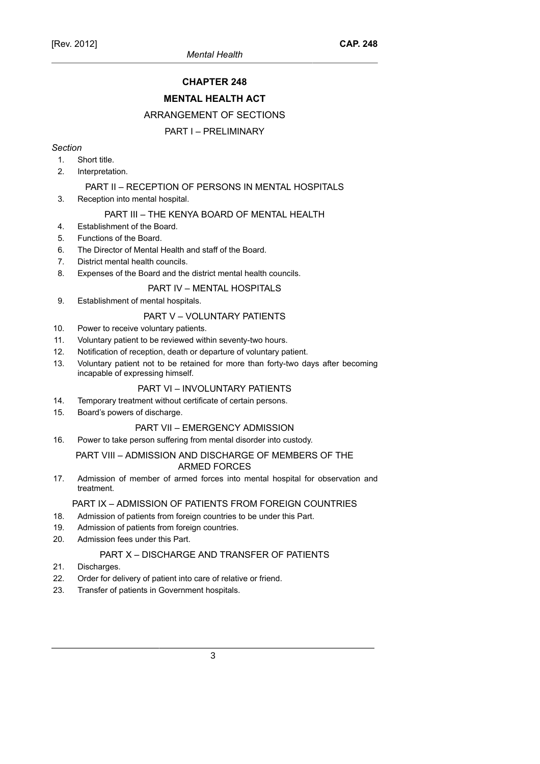# CHAPTER 248

# MENTAL HEALTH ACT

## ARRANGEMENT OF SECTIONS

### PART I – PRELIMINARY

*Section*

1. Short title.
2. Interpretation.

### PART II – RECEPTION OF PERSONS IN MENTAL HOSPITALS

3. Reception into mental hospital.

### PART III – THE KENYA BOARD OF MENTAL HEALTH

4. Establishment of the Board.
5. Functions of the Board.
6. The Director of Mental Health and staff of the Board.
7. District mental health councils.
8. Expenses of the Board and the district mental health councils.

### PART IV – MENTAL HOSPITALS

9. Establishment of mental hospitals.

### PART V – VOLUNTARY PATIENTS

10. Power to receive voluntary patients.
11. Voluntary patient to be reviewed within seventy-two hours.
12. Notification of reception, death or departure of voluntary patient.
13. Voluntary patient not to be retained for more than forty-two days after becoming incapable of expressing himself.

### PART VI – INVOLUNTARY PATIENTS

14. Temporary treatment without certificate of certain persons.
15. Board's powers of discharge.

### PART VII – EMERGENCY ADMISSION

16. Power to take person suffering from mental disorder into custody.

### PART VIII – ADMISSION AND DISCHARGE OF MEMBERS OF THE ARMED FORCES

17. Admission of member of armed forces into mental hospital for observation and treatment.

### PART IX – ADMISSION OF PATIENTS FROM FOREIGN COUNTRIES

18. Admission of patients from foreign countries to be under this Part.
19. Admission of patients from foreign countries.
20. Admission fees under this Part.

### PART X – DISCHARGE AND TRANSFER OF PATIENTS

21. Discharges.
22. Order for delivery of patient into care of relative or friend.
23. Transfer of patients in Government hospitals.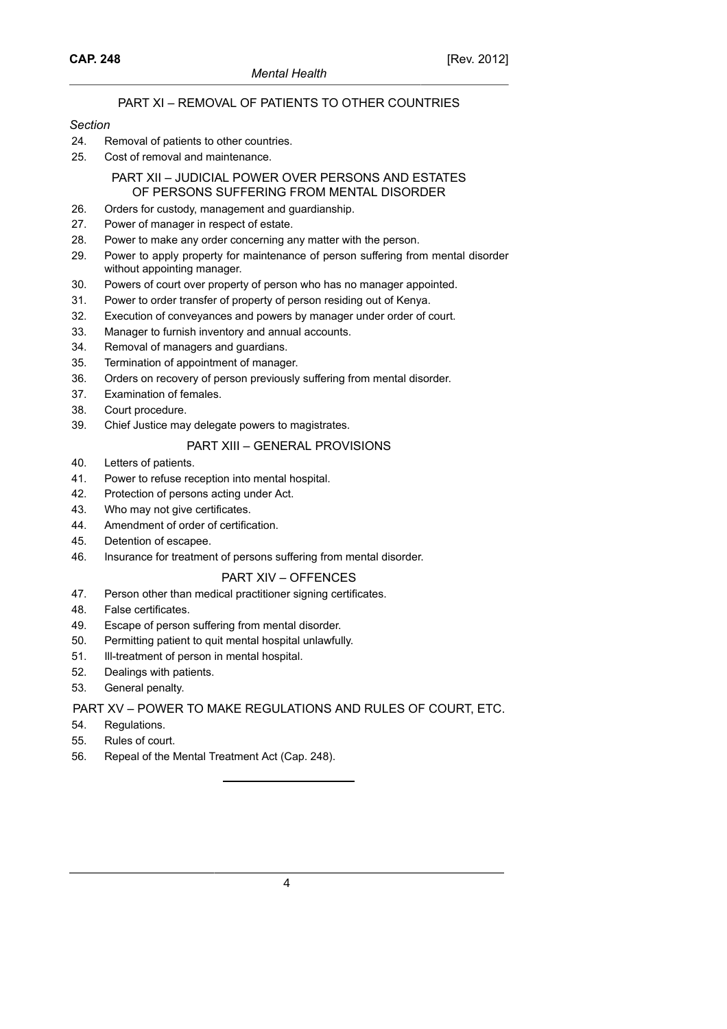## PART XI – REMOVAL OF PATIENTS TO OTHER COUNTRIES

*Section*

24. Removal of patients to other countries.
25. Cost of removal and maintenance.

## PART XII – JUDICIAL POWER OVER PERSONS AND ESTATES OF PERSONS SUFFERING FROM MENTAL DISORDER

26. Orders for custody, management and guardianship.
27. Power of manager in respect of estate.
28. Power to make any order concerning any matter with the person.
29. Power to apply property for maintenance of person suffering from mental disorder without appointing manager.
30. Powers of court over property of person who has no manager appointed.
31. Power to order transfer of property of person residing out of Kenya.
32. Execution of conveyances and powers by manager under order of court.
33. Manager to furnish inventory and annual accounts.
34. Removal of managers and guardians.
35. Termination of appointment of manager.
36. Orders on recovery of person previously suffering from mental disorder.
37. Examination of females.
38. Court procedure.
39. Chief Justice may delegate powers to magistrates.

## PART XIII – GENERAL PROVISIONS

40. Letters of patients.
41. Power to refuse reception into mental hospital.
42. Protection of persons acting under Act.
43. Who may not give certificates.
44. Amendment of order of certification.
45. Detention of escapee.
46. Insurance for treatment of persons suffering from mental disorder.

## PART XIV – OFFENCES

47. Person other than medical practitioner signing certificates.
48. False certificates.
49. Escape of person suffering from mental disorder.
50. Permitting patient to quit mental hospital unlawfully.
51. Ill-treatment of person in mental hospital.
52. Dealings with patients.
53. General penalty.

## PART XV – POWER TO MAKE REGULATIONS AND RULES OF COURT, ETC.

54. Regulations.
55. Rules of court.
56. Repeal of the Mental Treatment Act (Cap. 248).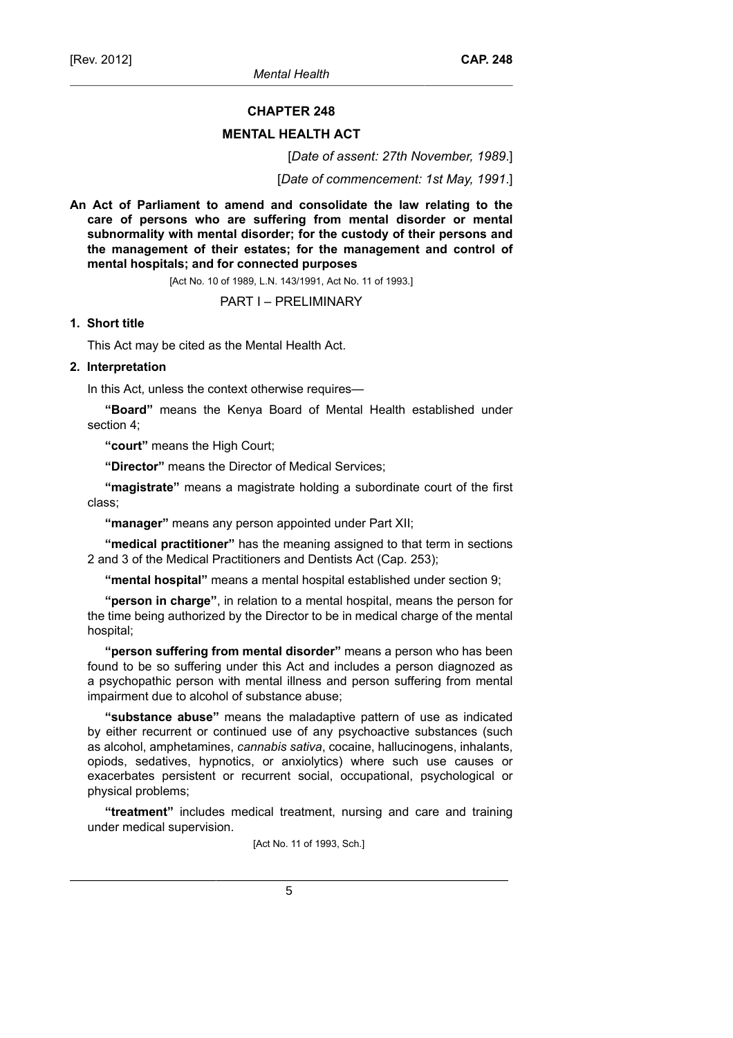# CHAPTER 248

## MENTAL HEALTH ACT

[*Date of assent: 27th November, 1989*.]

[*Date of commencement: 1st May, 1991*.]

**An Act of Parliament to amend and consolidate the law relating to the care of persons who are suffering from mental disorder or mental subnormality with mental disorder; for the custody of their persons and the management of their estates; for the management and control of mental hospitals; and for connected purposes**

[Act No. 10 of 1989, L.N. 143/1991, Act No. 11 of 1993.]

PART I – PRELIMINARY

**1. Short title**

This Act may be cited as the Mental Health Act.

**2. Interpretation**

In this Act, unless the context otherwise requires—

**"Board"** means the Kenya Board of Mental Health established under section 4;

**"court"** means the High Court;

**"Director"** means the Director of Medical Services;

**"magistrate"** means a magistrate holding a subordinate court of the first class;

**"manager"** means any person appointed under Part XII;

**"medical practitioner"** has the meaning assigned to that term in sections 2 and 3 of the Medical Practitioners and Dentists Act (Cap. 253);

**"mental hospital"** means a mental hospital established under section 9;

**"person in charge"**, in relation to a mental hospital, means the person for the time being authorized by the Director to be in medical charge of the mental hospital;

**"person suffering from mental disorder"** means a person who has been found to be so suffering under this Act and includes a person diagnozed as a psychopathic person with mental illness and person suffering from mental impairment due to alcohol of substance abuse;

**"substance abuse"** means the maladaptive pattern of use as indicated by either recurrent or continued use of any psychoactive substances (such as alcohol, amphetamines, *cannabis sativa*, cocaine, hallucinogens, inhalants, opiods, sedatives, hypnotics, or anxiolytics) where such use causes or exacerbates persistent or recurrent social, occupational, psychological or physical problems;

**"treatment"** includes medical treatment, nursing and care and training under medical supervision.

[Act No. 11 of 1993, Sch.]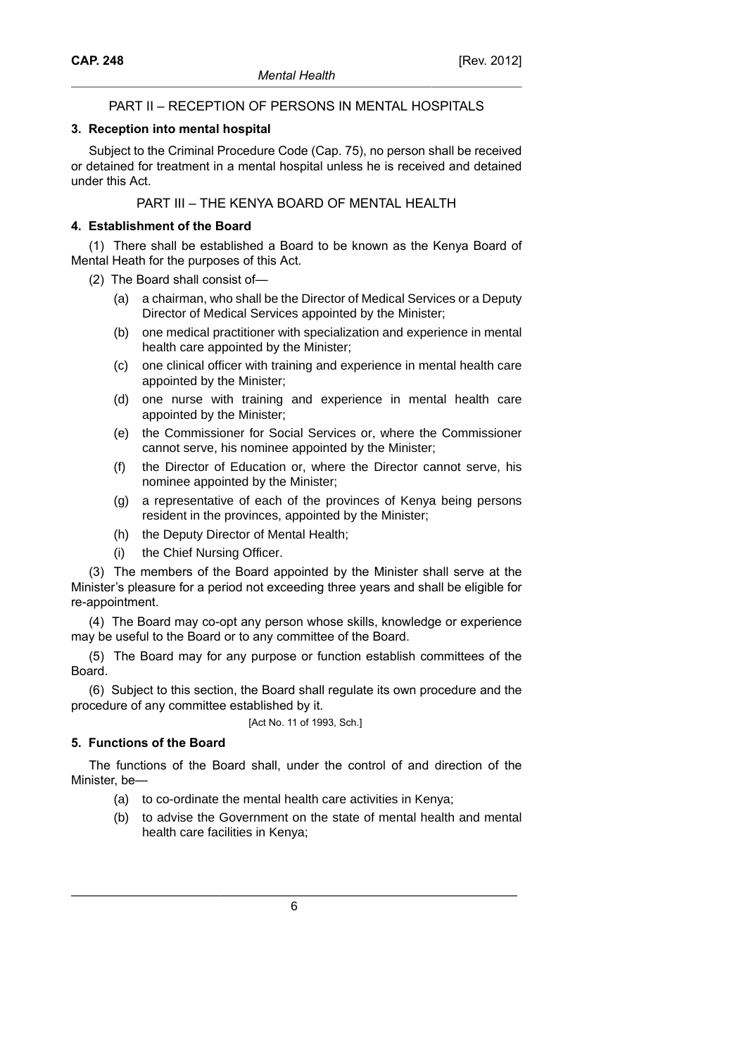## PART II – RECEPTION OF PERSONS IN MENTAL HOSPITALS

### 3. Reception into mental hospital

Subject to the Criminal Procedure Code (Cap. 75), no person shall be received or detained for treatment in a mental hospital unless he is received and detained under this Act.

## PART III – THE KENYA BOARD OF MENTAL HEALTH

### 4. Establishment of the Board

(1) There shall be established a Board to be known as the Kenya Board of Mental Heath for the purposes of this Act.

(2) The Board shall consist of—

- (a) a chairman, who shall be the Director of Medical Services or a Deputy Director of Medical Services appointed by the Minister;
- (b) one medical practitioner with specialization and experience in mental health care appointed by the Minister;
- (c) one clinical officer with training and experience in mental health care appointed by the Minister;
- (d) one nurse with training and experience in mental health care appointed by the Minister;
- (e) the Commissioner for Social Services or, where the Commissioner cannot serve, his nominee appointed by the Minister;
- (f) the Director of Education or, where the Director cannot serve, his nominee appointed by the Minister;
- (g) a representative of each of the provinces of Kenya being persons resident in the provinces, appointed by the Minister;
- (h) the Deputy Director of Mental Health;
- (i) the Chief Nursing Officer.

(3) The members of the Board appointed by the Minister shall serve at the Minister's pleasure for a period not exceeding three years and shall be eligible for re-appointment.

(4) The Board may co-opt any person whose skills, knowledge or experience may be useful to the Board or to any committee of the Board.

(5) The Board may for any purpose or function establish committees of the Board.

(6) Subject to this section, the Board shall regulate its own procedure and the procedure of any committee established by it.

[Act No. 11 of 1993, Sch.]

### 5. Functions of the Board

The functions of the Board shall, under the control of and direction of the Minister, be—

- (a) to co-ordinate the mental health care activities in Kenya;
- (b) to advise the Government on the state of mental health and mental health care facilities in Kenya;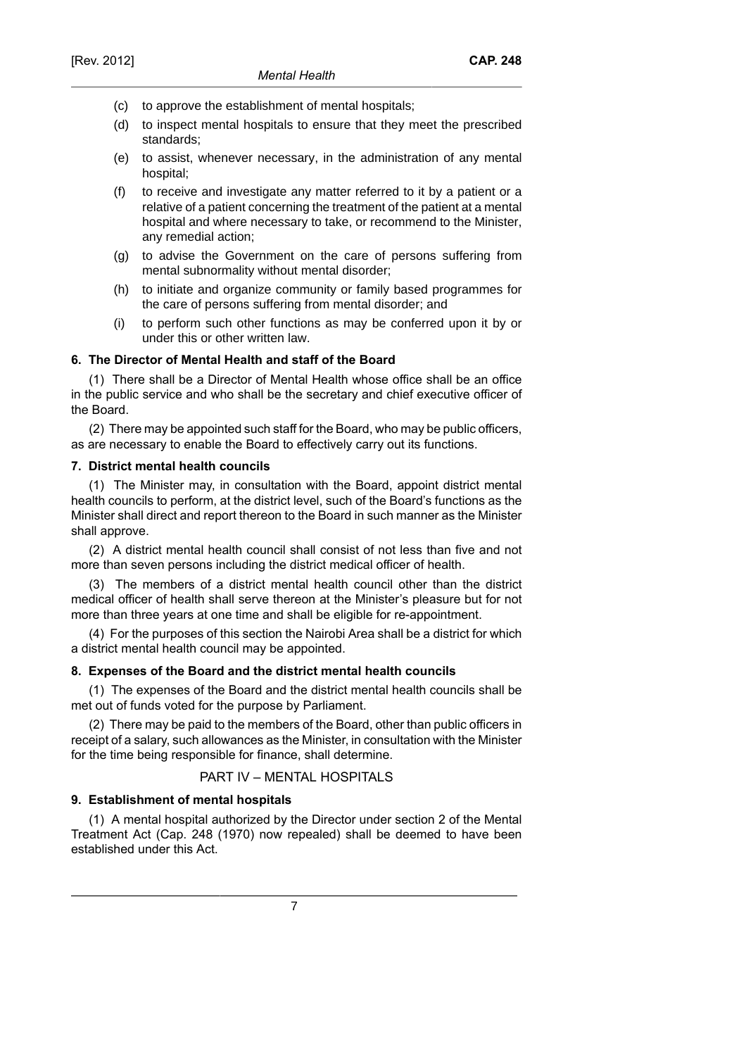(c) to approve the establishment of mental hospitals;

(d) to inspect mental hospitals to ensure that they meet the prescribed standards;

(e) to assist, whenever necessary, in the administration of any mental hospital;

(f) to receive and investigate any matter referred to it by a patient or a relative of a patient concerning the treatment of the patient at a mental hospital and where necessary to take, or recommend to the Minister, any remedial action;

(g) to advise the Government on the care of persons suffering from mental subnormality without mental disorder;

(h) to initiate and organize community or family based programmes for the care of persons suffering from mental disorder; and

(i) to perform such other functions as may be conferred upon it by or under this or other written law.

### 6. The Director of Mental Health and staff of the Board

(1) There shall be a Director of Mental Health whose office shall be an office in the public service and who shall be the secretary and chief executive officer of the Board.

(2) There may be appointed such staff for the Board, who may be public officers, as are necessary to enable the Board to effectively carry out its functions.

### 7. District mental health councils

(1) The Minister may, in consultation with the Board, appoint district mental health councils to perform, at the district level, such of the Board's functions as the Minister shall direct and report thereon to the Board in such manner as the Minister shall approve.

(2) A district mental health council shall consist of not less than five and not more than seven persons including the district medical officer of health.

(3) The members of a district mental health council other than the district medical officer of health shall serve thereon at the Minister's pleasure but for not more than three years at one time and shall be eligible for re-appointment.

(4) For the purposes of this section the Nairobi Area shall be a district for which a district mental health council may be appointed.

### 8. Expenses of the Board and the district mental health councils

(1) The expenses of the Board and the district mental health councils shall be met out of funds voted for the purpose by Parliament.

(2) There may be paid to the members of the Board, other than public officers in receipt of a salary, such allowances as the Minister, in consultation with the Minister for the time being responsible for finance, shall determine.

## PART IV – MENTAL HOSPITALS

### 9. Establishment of mental hospitals

(1) A mental hospital authorized by the Director under section 2 of the Mental Treatment Act (Cap. 248 (1970) now repealed) shall be deemed to have been established under this Act.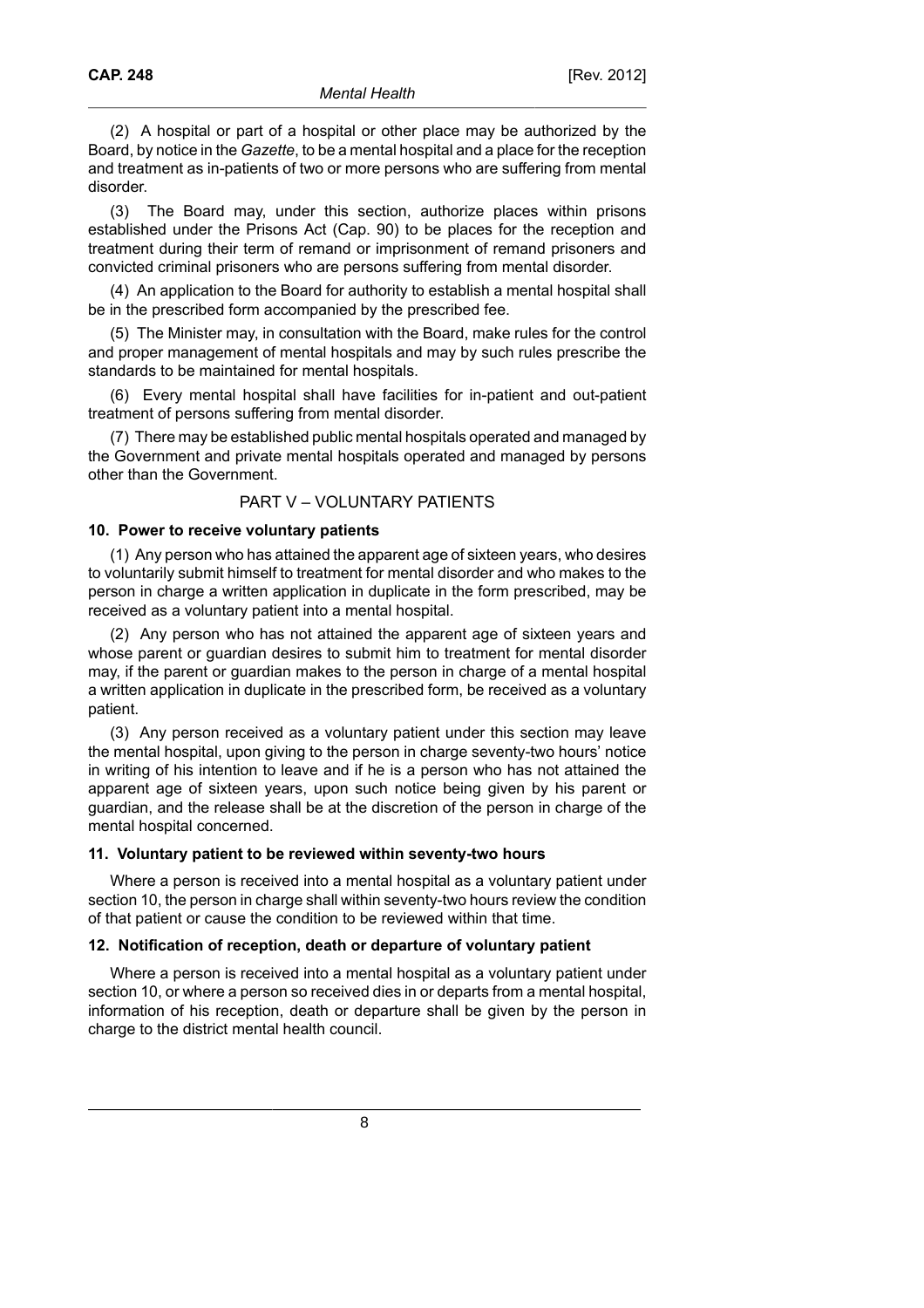(2) A hospital or part of a hospital or other place may be authorized by the Board, by notice in the *Gazette*, to be a mental hospital and a place for the reception and treatment as in-patients of two or more persons who are suffering from mental disorder.

(3) The Board may, under this section, authorize places within prisons established under the Prisons Act (Cap. 90) to be places for the reception and treatment during their term of remand or imprisonment of remand prisoners and convicted criminal prisoners who are persons suffering from mental disorder.

(4) An application to the Board for authority to establish a mental hospital shall be in the prescribed form accompanied by the prescribed fee.

(5) The Minister may, in consultation with the Board, make rules for the control and proper management of mental hospitals and may by such rules prescribe the standards to be maintained for mental hospitals.

(6) Every mental hospital shall have facilities for in-patient and out-patient treatment of persons suffering from mental disorder.

(7) There may be established public mental hospitals operated and managed by the Government and private mental hospitals operated and managed by persons other than the Government.

## PART V – VOLUNTARY PATIENTS

### 10. Power to receive voluntary patients

(1) Any person who has attained the apparent age of sixteen years, who desires to voluntarily submit himself to treatment for mental disorder and who makes to the person in charge a written application in duplicate in the form prescribed, may be received as a voluntary patient into a mental hospital.

(2) Any person who has not attained the apparent age of sixteen years and whose parent or guardian desires to submit him to treatment for mental disorder may, if the parent or guardian makes to the person in charge of a mental hospital a written application in duplicate in the prescribed form, be received as a voluntary patient.

(3) Any person received as a voluntary patient under this section may leave the mental hospital, upon giving to the person in charge seventy-two hours' notice in writing of his intention to leave and if he is a person who has not attained the apparent age of sixteen years, upon such notice being given by his parent or guardian, and the release shall be at the discretion of the person in charge of the mental hospital concerned.

### 11. Voluntary patient to be reviewed within seventy-two hours

Where a person is received into a mental hospital as a voluntary patient under section 10, the person in charge shall within seventy-two hours review the condition of that patient or cause the condition to be reviewed within that time.

### 12. Notification of reception, death or departure of voluntary patient

Where a person is received into a mental hospital as a voluntary patient under section 10, or where a person so received dies in or departs from a mental hospital, information of his reception, death or departure shall be given by the person in charge to the district mental health council.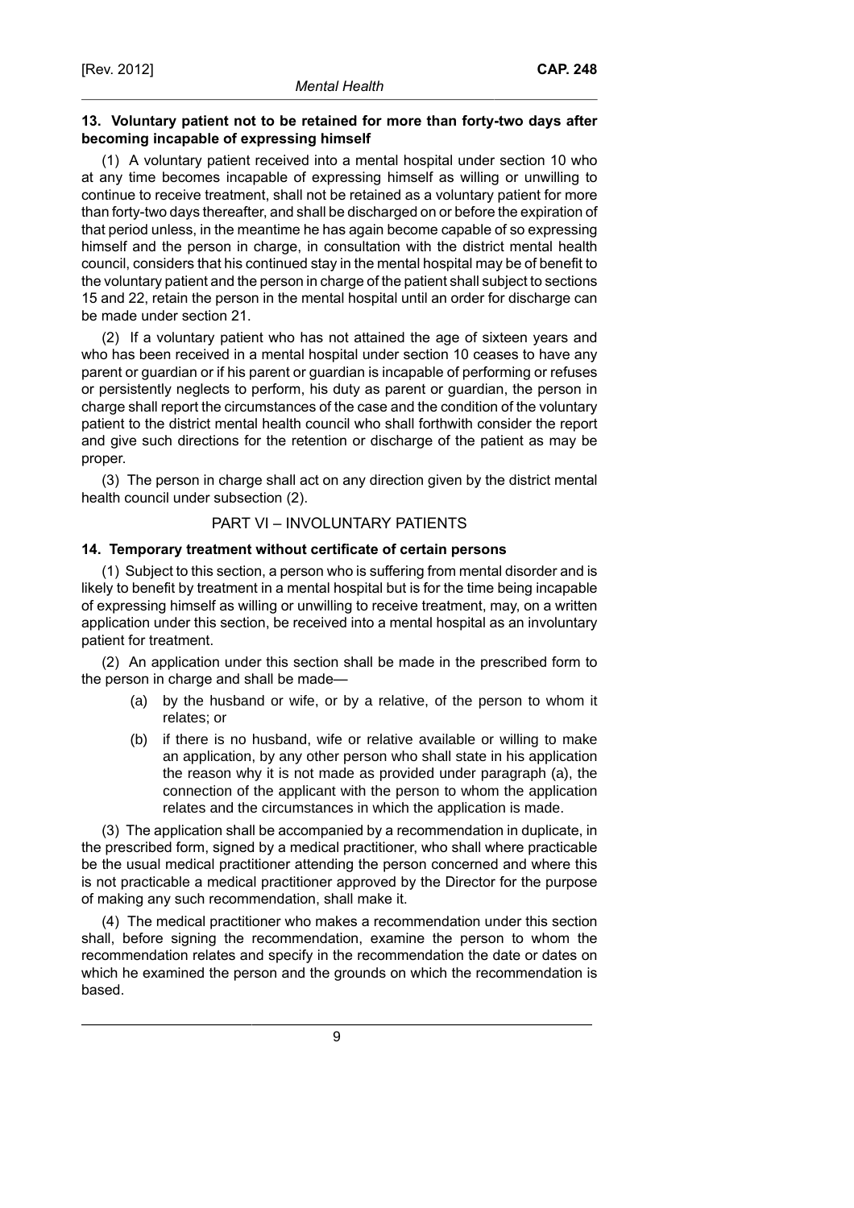**13. Voluntary patient not to be retained for more than forty-two days after becoming incapable of expressing himself**

(1) A voluntary patient received into a mental hospital under section 10 who at any time becomes incapable of expressing himself as willing or unwilling to continue to receive treatment, shall not be retained as a voluntary patient for more than forty-two days thereafter, and shall be discharged on or before the expiration of that period unless, in the meantime he has again become capable of so expressing himself and the person in charge, in consultation with the district mental health council, considers that his continued stay in the mental hospital may be of benefit to the voluntary patient and the person in charge of the patient shall subject to sections 15 and 22, retain the person in the mental hospital until an order for discharge can be made under section 21.

(2) If a voluntary patient who has not attained the age of sixteen years and who has been received in a mental hospital under section 10 ceases to have any parent or guardian or if his parent or guardian is incapable of performing or refuses or persistently neglects to perform, his duty as parent or guardian, the person in charge shall report the circumstances of the case and the condition of the voluntary patient to the district mental health council who shall forthwith consider the report and give such directions for the retention or discharge of the patient as may be proper.

(3) The person in charge shall act on any direction given by the district mental health council under subsection (2).

## PART VI – INVOLUNTARY PATIENTS

**14. Temporary treatment without certificate of certain persons**

(1) Subject to this section, a person who is suffering from mental disorder and is likely to benefit by treatment in a mental hospital but is for the time being incapable of expressing himself as willing or unwilling to receive treatment, may, on a written application under this section, be received into a mental hospital as an involuntary patient for treatment.

(2) An application under this section shall be made in the prescribed form to the person in charge and shall be made—

- (a) by the husband or wife, or by a relative, of the person to whom it relates; or
- (b) if there is no husband, wife or relative available or willing to make an application, by any other person who shall state in his application the reason why it is not made as provided under paragraph (a), the connection of the applicant with the person to whom the application relates and the circumstances in which the application is made.

(3) The application shall be accompanied by a recommendation in duplicate, in the prescribed form, signed by a medical practitioner, who shall where practicable be the usual medical practitioner attending the person concerned and where this is not practicable a medical practitioner approved by the Director for the purpose of making any such recommendation, shall make it.

(4) The medical practitioner who makes a recommendation under this section shall, before signing the recommendation, examine the person to whom the recommendation relates and specify in the recommendation the date or dates on which he examined the person and the grounds on which the recommendation is based.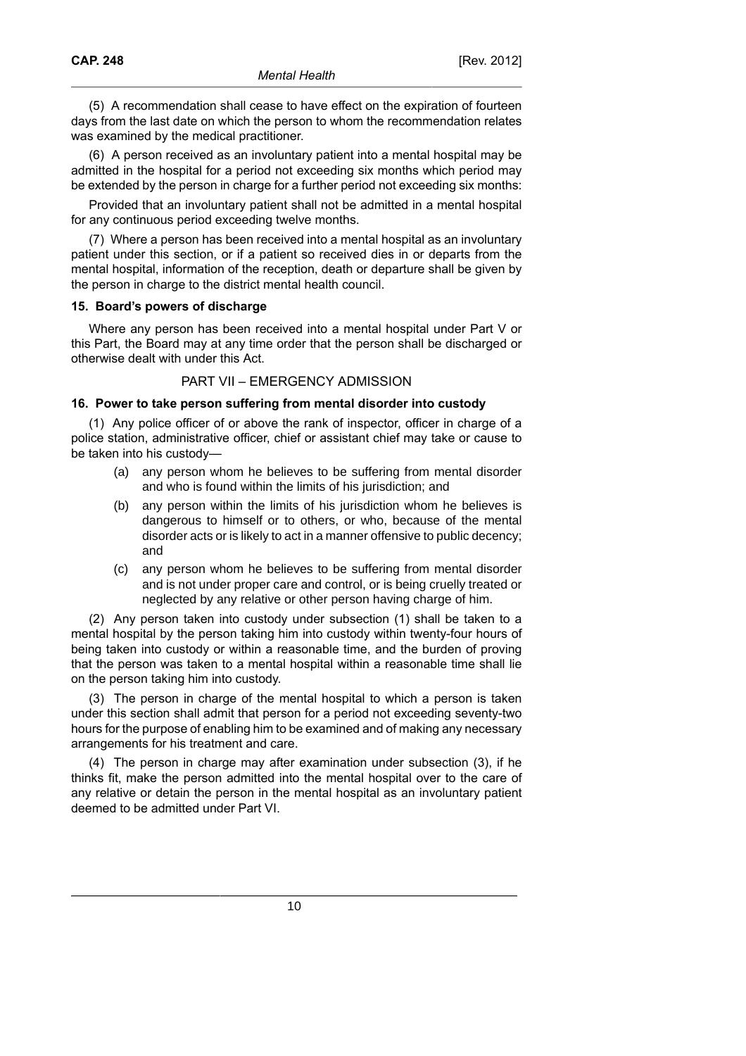(5) A recommendation shall cease to have effect on the expiration of fourteen days from the last date on which the person to whom the recommendation relates was examined by the medical practitioner.

(6) A person received as an involuntary patient into a mental hospital may be admitted in the hospital for a period not exceeding six months which period may be extended by the person in charge for a further period not exceeding six months:

Provided that an involuntary patient shall not be admitted in a mental hospital for any continuous period exceeding twelve months.

(7) Where a person has been received into a mental hospital as an involuntary patient under this section, or if a patient so received dies in or departs from the mental hospital, information of the reception, death or departure shall be given by the person in charge to the district mental health council.

### 15. Board's powers of discharge

Where any person has been received into a mental hospital under Part V or this Part, the Board may at any time order that the person shall be discharged or otherwise dealt with under this Act.

## PART VII – EMERGENCY ADMISSION

### 16. Power to take person suffering from mental disorder into custody

(1) Any police officer of or above the rank of inspector, officer in charge of a police station, administrative officer, chief or assistant chief may take or cause to be taken into his custody—

- (a) any person whom he believes to be suffering from mental disorder and who is found within the limits of his jurisdiction; and
- (b) any person within the limits of his jurisdiction whom he believes is dangerous to himself or to others, or who, because of the mental disorder acts or is likely to act in a manner offensive to public decency; and
- (c) any person whom he believes to be suffering from mental disorder and is not under proper care and control, or is being cruelly treated or neglected by any relative or other person having charge of him.

(2) Any person taken into custody under subsection (1) shall be taken to a mental hospital by the person taking him into custody within twenty-four hours of being taken into custody or within a reasonable time, and the burden of proving that the person was taken to a mental hospital within a reasonable time shall lie on the person taking him into custody.

(3) The person in charge of the mental hospital to which a person is taken under this section shall admit that person for a period not exceeding seventy-two hours for the purpose of enabling him to be examined and of making any necessary arrangements for his treatment and care.

(4) The person in charge may after examination under subsection (3), if he thinks fit, make the person admitted into the mental hospital over to the care of any relative or detain the person in the mental hospital as an involuntary patient deemed to be admitted under Part VI.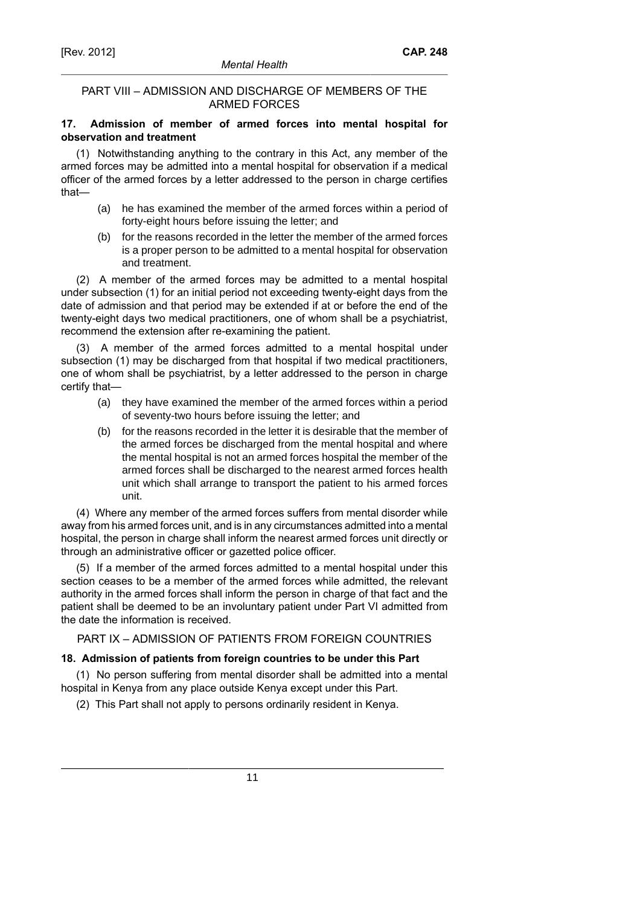## PART VIII – ADMISSION AND DISCHARGE OF MEMBERS OF THE ARMED FORCES

### 17. Admission of member of armed forces into mental hospital for observation and treatment

(1) Notwithstanding anything to the contrary in this Act, any member of the armed forces may be admitted into a mental hospital for observation if a medical officer of the armed forces by a letter addressed to the person in charge certifies that—

(a) he has examined the member of the armed forces within a period of forty-eight hours before issuing the letter; and

(b) for the reasons recorded in the letter the member of the armed forces is a proper person to be admitted to a mental hospital for observation and treatment.

(2) A member of the armed forces may be admitted to a mental hospital under subsection (1) for an initial period not exceeding twenty-eight days from the date of admission and that period may be extended if at or before the end of the twenty-eight days two medical practitioners, one of whom shall be a psychiatrist, recommend the extension after re-examining the patient.

(3) A member of the armed forces admitted to a mental hospital under subsection (1) may be discharged from that hospital if two medical practitioners, one of whom shall be psychiatrist, by a letter addressed to the person in charge certify that—

(a) they have examined the member of the armed forces within a period of seventy-two hours before issuing the letter; and

(b) for the reasons recorded in the letter it is desirable that the member of the armed forces be discharged from the mental hospital and where the mental hospital is not an armed forces hospital the member of the armed forces shall be discharged to the nearest armed forces health unit which shall arrange to transport the patient to his armed forces unit.

(4) Where any member of the armed forces suffers from mental disorder while away from his armed forces unit, and is in any circumstances admitted into a mental hospital, the person in charge shall inform the nearest armed forces unit directly or through an administrative officer or gazetted police officer.

(5) If a member of the armed forces admitted to a mental hospital under this section ceases to be a member of the armed forces while admitted, the relevant authority in the armed forces shall inform the person in charge of that fact and the patient shall be deemed to be an involuntary patient under Part VI admitted from the date the information is received.

## PART IX – ADMISSION OF PATIENTS FROM FOREIGN COUNTRIES

### 18. Admission of patients from foreign countries to be under this Part

(1) No person suffering from mental disorder shall be admitted into a mental hospital in Kenya from any place outside Kenya except under this Part.

(2) This Part shall not apply to persons ordinarily resident in Kenya.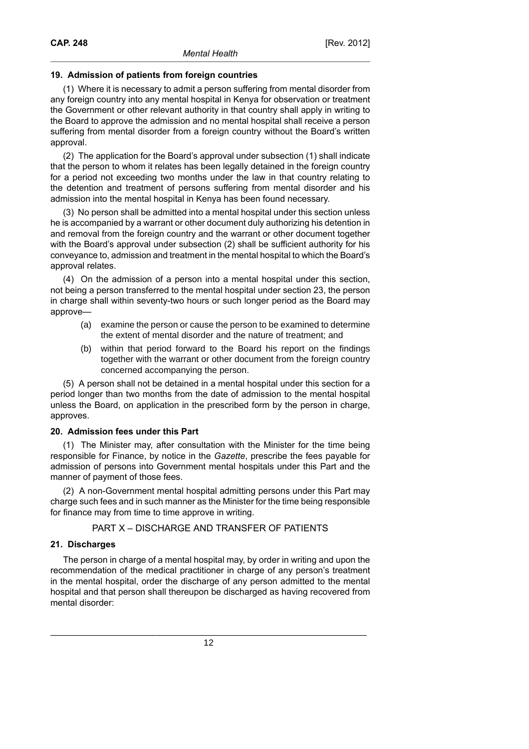### 19. Admission of patients from foreign countries

(1) Where it is necessary to admit a person suffering from mental disorder from any foreign country into any mental hospital in Kenya for observation or treatment the Government or other relevant authority in that country shall apply in writing to the Board to approve the admission and no mental hospital shall receive a person suffering from mental disorder from a foreign country without the Board's written approval.

(2) The application for the Board's approval under subsection (1) shall indicate that the person to whom it relates has been legally detained in the foreign country for a period not exceeding two months under the law in that country relating to the detention and treatment of persons suffering from mental disorder and his admission into the mental hospital in Kenya has been found necessary.

(3) No person shall be admitted into a mental hospital under this section unless he is accompanied by a warrant or other document duly authorizing his detention in and removal from the foreign country and the warrant or other document together with the Board's approval under subsection (2) shall be sufficient authority for his conveyance to, admission and treatment in the mental hospital to which the Board's approval relates.

(4) On the admission of a person into a mental hospital under this section, not being a person transferred to the mental hospital under section 23, the person in charge shall within seventy-two hours or such longer period as the Board may approve—

- (a) examine the person or cause the person to be examined to determine the extent of mental disorder and the nature of treatment; and
- (b) within that period forward to the Board his report on the findings together with the warrant or other document from the foreign country concerned accompanying the person.

(5) A person shall not be detained in a mental hospital under this section for a period longer than two months from the date of admission to the mental hospital unless the Board, on application in the prescribed form by the person in charge, approves.

### 20. Admission fees under this Part

(1) The Minister may, after consultation with the Minister for the time being responsible for Finance, by notice in the *Gazette*, prescribe the fees payable for admission of persons into Government mental hospitals under this Part and the manner of payment of those fees.

(2) A non-Government mental hospital admitting persons under this Part may charge such fees and in such manner as the Minister for the time being responsible for finance may from time to time approve in writing.

## PART X – DISCHARGE AND TRANSFER OF PATIENTS

### 21. Discharges

The person in charge of a mental hospital may, by order in writing and upon the recommendation of the medical practitioner in charge of any person's treatment in the mental hospital, order the discharge of any person admitted to the mental hospital and that person shall thereupon be discharged as having recovered from mental disorder: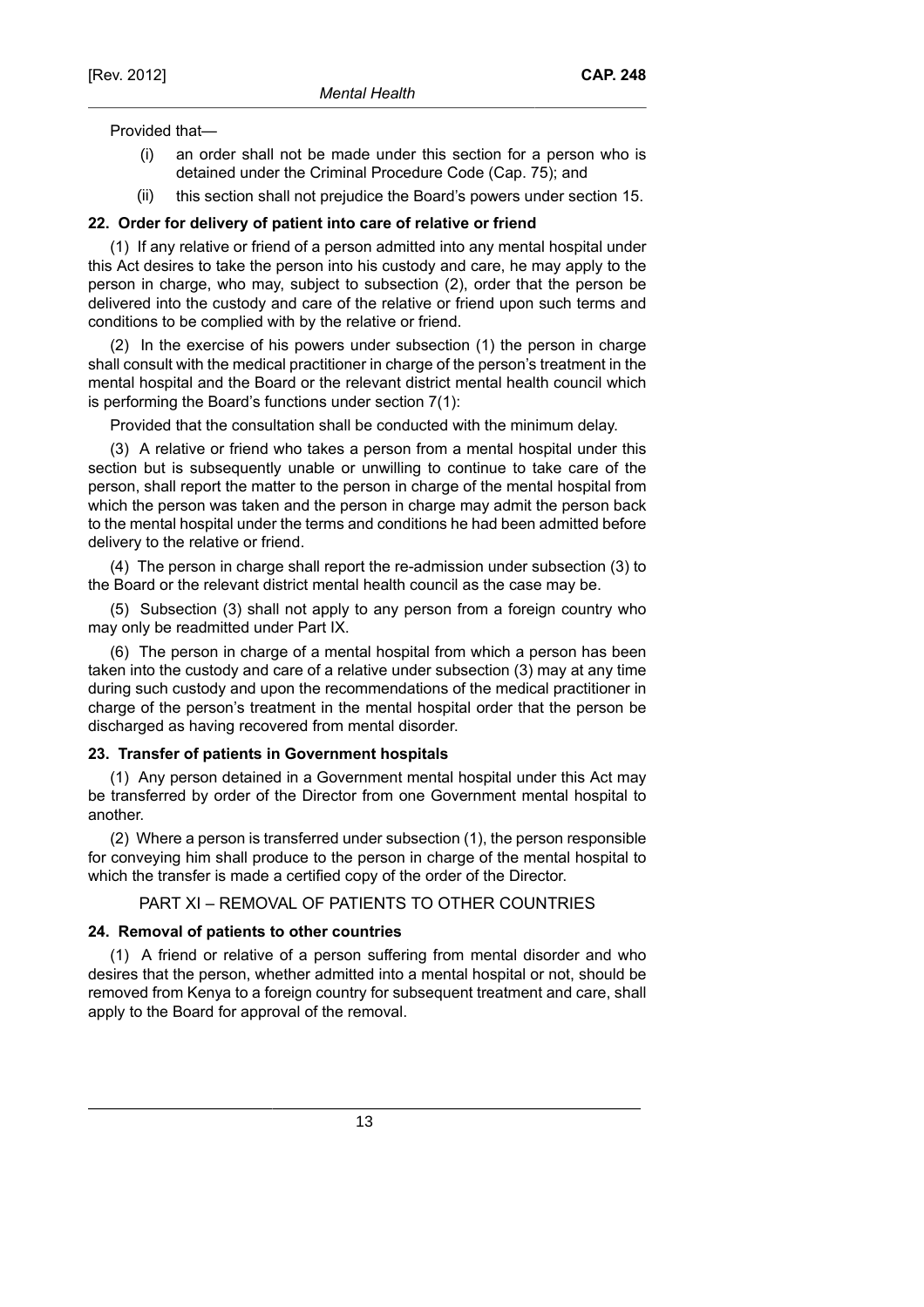Provided that—

(i) an order shall not be made under this section for a person who is detained under the Criminal Procedure Code (Cap. 75); and

(ii) this section shall not prejudice the Board's powers under section 15.

**22. Order for delivery of patient into care of relative or friend**

(1) If any relative or friend of a person admitted into any mental hospital under this Act desires to take the person into his custody and care, he may apply to the person in charge, who may, subject to subsection (2), order that the person be delivered into the custody and care of the relative or friend upon such terms and conditions to be complied with by the relative or friend.

(2) In the exercise of his powers under subsection (1) the person in charge shall consult with the medical practitioner in charge of the person's treatment in the mental hospital and the Board or the relevant district mental health council which is performing the Board's functions under section 7(1):

Provided that the consultation shall be conducted with the minimum delay.

(3) A relative or friend who takes a person from a mental hospital under this section but is subsequently unable or unwilling to continue to take care of the person, shall report the matter to the person in charge of the mental hospital from which the person was taken and the person in charge may admit the person back to the mental hospital under the terms and conditions he had been admitted before delivery to the relative or friend.

(4) The person in charge shall report the re-admission under subsection (3) to the Board or the relevant district mental health council as the case may be.

(5) Subsection (3) shall not apply to any person from a foreign country who may only be readmitted under Part IX.

(6) The person in charge of a mental hospital from which a person has been taken into the custody and care of a relative under subsection (3) may at any time during such custody and upon the recommendations of the medical practitioner in charge of the person's treatment in the mental hospital order that the person be discharged as having recovered from mental disorder.

**23. Transfer of patients in Government hospitals**

(1) Any person detained in a Government mental hospital under this Act may be transferred by order of the Director from one Government mental hospital to another.

(2) Where a person is transferred under subsection (1), the person responsible for conveying him shall produce to the person in charge of the mental hospital to which the transfer is made a certified copy of the order of the Director.

## PART XI – REMOVAL OF PATIENTS TO OTHER COUNTRIES

**24. Removal of patients to other countries**

(1) A friend or relative of a person suffering from mental disorder and who desires that the person, whether admitted into a mental hospital or not, should be removed from Kenya to a foreign country for subsequent treatment and care, shall apply to the Board for approval of the removal.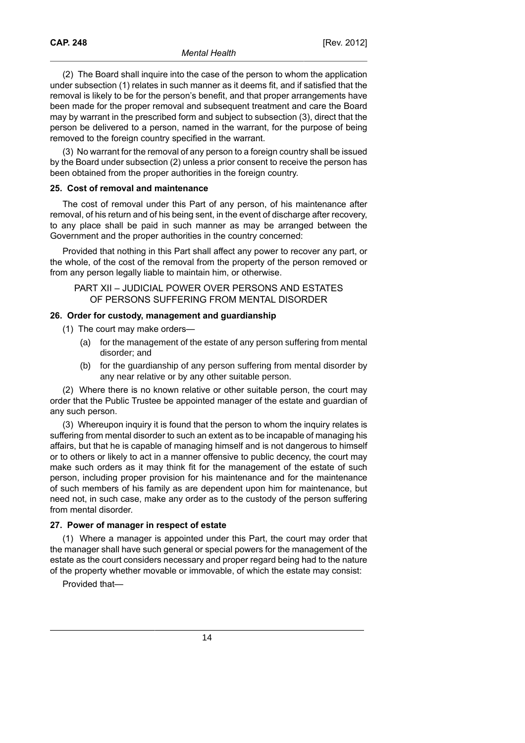(2) The Board shall inquire into the case of the person to whom the application under subsection (1) relates in such manner as it deems fit, and if satisfied that the removal is likely to be for the person's benefit, and that proper arrangements have been made for the proper removal and subsequent treatment and care the Board may by warrant in the prescribed form and subject to subsection (3), direct that the person be delivered to a person, named in the warrant, for the purpose of being removed to the foreign country specified in the warrant.

(3) No warrant for the removal of any person to a foreign country shall be issued by the Board under subsection (2) unless a prior consent to receive the person has been obtained from the proper authorities in the foreign country.

**25. Cost of removal and maintenance**

The cost of removal under this Part of any person, of his maintenance after removal, of his return and of his being sent, in the event of discharge after recovery, to any place shall be paid in such manner as may be arranged between the Government and the proper authorities in the country concerned:

Provided that nothing in this Part shall affect any power to recover any part, or the whole, of the cost of the removal from the property of the person removed or from any person legally liable to maintain him, or otherwise.

## PART XII – JUDICIAL POWER OVER PERSONS AND ESTATES OF PERSONS SUFFERING FROM MENTAL DISORDER

**26. Order for custody, management and guardianship**

(1) The court may make orders—

(a) for the management of the estate of any person suffering from mental disorder; and

(b) for the guardianship of any person suffering from mental disorder by any near relative or by any other suitable person.

(2) Where there is no known relative or other suitable person, the court may order that the Public Trustee be appointed manager of the estate and guardian of any such person.

(3) Whereupon inquiry it is found that the person to whom the inquiry relates is suffering from mental disorder to such an extent as to be incapable of managing his affairs, but that he is capable of managing himself and is not dangerous to himself or to others or likely to act in a manner offensive to public decency, the court may make such orders as it may think fit for the management of the estate of such person, including proper provision for his maintenance and for the maintenance of such members of his family as are dependent upon him for maintenance, but need not, in such case, make any order as to the custody of the person suffering from mental disorder.

**27. Power of manager in respect of estate**

(1) Where a manager is appointed under this Part, the court may order that the manager shall have such general or special powers for the management of the estate as the court considers necessary and proper regard being had to the nature of the property whether movable or immovable, of which the estate may consist:

Provided that—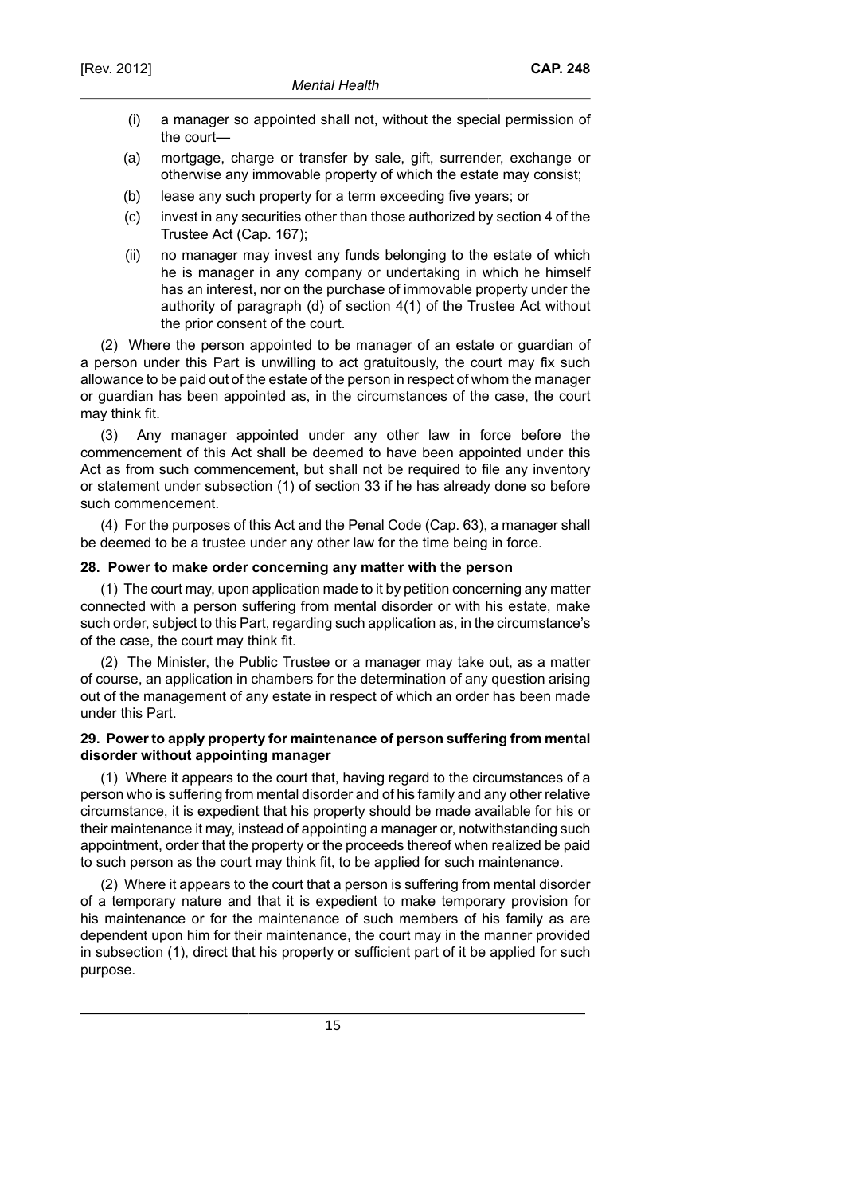(i) a manager so appointed shall not, without the special permission of the court—

(a) mortgage, charge or transfer by sale, gift, surrender, exchange or otherwise any immovable property of which the estate may consist;

(b) lease any such property for a term exceeding five years; or

(c) invest in any securities other than those authorized by section 4 of the Trustee Act (Cap. 167);

(ii) no manager may invest any funds belonging to the estate of which he is manager in any company or undertaking in which he himself has an interest, nor on the purchase of immovable property under the authority of paragraph (d) of section 4(1) of the Trustee Act without the prior consent of the court.

(2) Where the person appointed to be manager of an estate or guardian of a person under this Part is unwilling to act gratuitously, the court may fix such allowance to be paid out of the estate of the person in respect of whom the manager or guardian has been appointed as, in the circumstances of the case, the court may think fit.

(3) Any manager appointed under any other law in force before the commencement of this Act shall be deemed to have been appointed under this Act as from such commencement, but shall not be required to file any inventory or statement under subsection (1) of section 33 if he has already done so before such commencement.

(4) For the purposes of this Act and the Penal Code (Cap. 63), a manager shall be deemed to be a trustee under any other law for the time being in force.

**28. Power to make order concerning any matter with the person**

(1) The court may, upon application made to it by petition concerning any matter connected with a person suffering from mental disorder or with his estate, make such order, subject to this Part, regarding such application as, in the circumstance's of the case, the court may think fit.

(2) The Minister, the Public Trustee or a manager may take out, as a matter of course, an application in chambers for the determination of any question arising out of the management of any estate in respect of which an order has been made under this Part.

**29. Power to apply property for maintenance of person suffering from mental disorder without appointing manager**

(1) Where it appears to the court that, having regard to the circumstances of a person who is suffering from mental disorder and of his family and any other relative circumstance, it is expedient that his property should be made available for his or their maintenance it may, instead of appointing a manager or, notwithstanding such appointment, order that the property or the proceeds thereof when realized be paid to such person as the court may think fit, to be applied for such maintenance.

(2) Where it appears to the court that a person is suffering from mental disorder of a temporary nature and that it is expedient to make temporary provision for his maintenance or for the maintenance of such members of his family as are dependent upon him for their maintenance, the court may in the manner provided in subsection (1), direct that his property or sufficient part of it be applied for such purpose.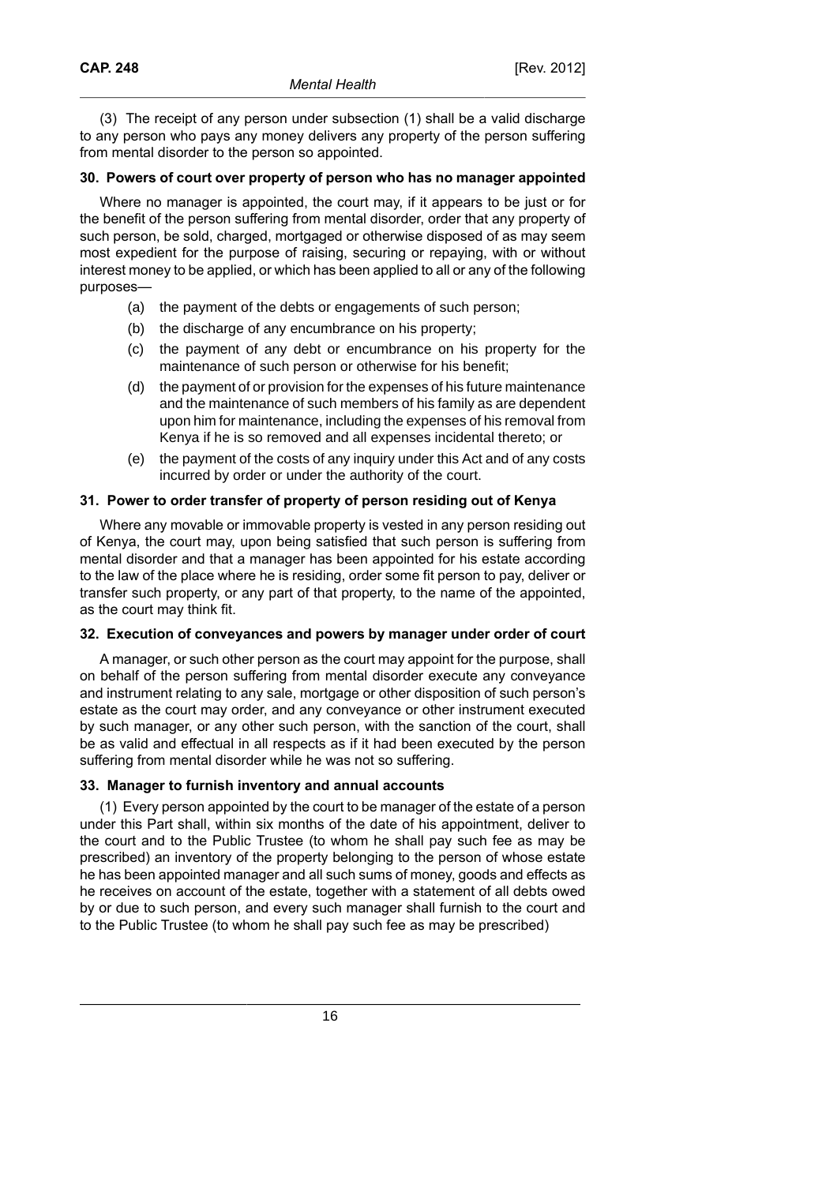(3) The receipt of any person under subsection (1) shall be a valid discharge to any person who pays any money delivers any property of the person suffering from mental disorder to the person so appointed.

**30. Powers of court over property of person who has no manager appointed**

Where no manager is appointed, the court may, if it appears to be just or for the benefit of the person suffering from mental disorder, order that any property of such person, be sold, charged, mortgaged or otherwise disposed of as may seem most expedient for the purpose of raising, securing or repaying, with or without interest money to be applied, or which has been applied to all or any of the following purposes—

(a) the payment of the debts or engagements of such person;

(b) the discharge of any encumbrance on his property;

(c) the payment of any debt or encumbrance on his property for the maintenance of such person or otherwise for his benefit;

(d) the payment of or provision for the expenses of his future maintenance and the maintenance of such members of his family as are dependent upon him for maintenance, including the expenses of his removal from Kenya if he is so removed and all expenses incidental thereto; or

(e) the payment of the costs of any inquiry under this Act and of any costs incurred by order or under the authority of the court.

**31. Power to order transfer of property of person residing out of Kenya**

Where any movable or immovable property is vested in any person residing out of Kenya, the court may, upon being satisfied that such person is suffering from mental disorder and that a manager has been appointed for his estate according to the law of the place where he is residing, order some fit person to pay, deliver or transfer such property, or any part of that property, to the name of the appointed, as the court may think fit.

**32. Execution of conveyances and powers by manager under order of court**

A manager, or such other person as the court may appoint for the purpose, shall on behalf of the person suffering from mental disorder execute any conveyance and instrument relating to any sale, mortgage or other disposition of such person's estate as the court may order, and any conveyance or other instrument executed by such manager, or any other such person, with the sanction of the court, shall be as valid and effectual in all respects as if it had been executed by the person suffering from mental disorder while he was not so suffering.

**33. Manager to furnish inventory and annual accounts**

(1) Every person appointed by the court to be manager of the estate of a person under this Part shall, within six months of the date of his appointment, deliver to the court and to the Public Trustee (to whom he shall pay such fee as may be prescribed) an inventory of the property belonging to the person of whose estate he has been appointed manager and all such sums of money, goods and effects as he receives on account of the estate, together with a statement of all debts owed by or due to such person, and every such manager shall furnish to the court and to the Public Trustee (to whom he shall pay such fee as may be prescribed)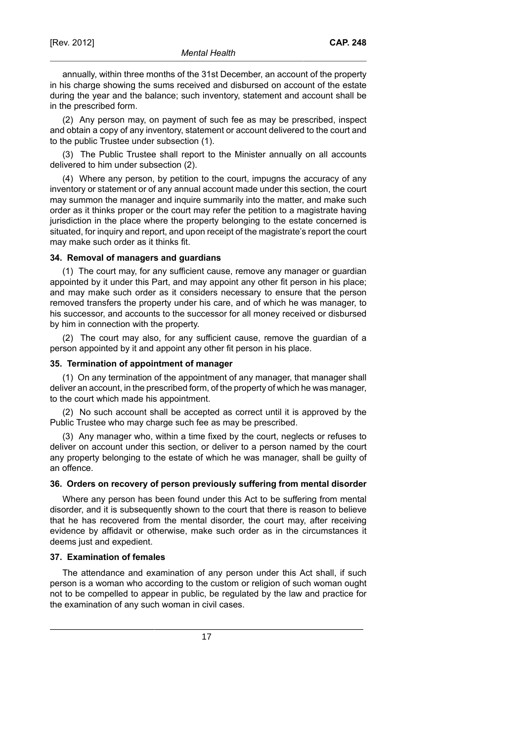annually, within three months of the 31st December, an account of the property in his charge showing the sums received and disbursed on account of the estate during the year and the balance; such inventory, statement and account shall be in the prescribed form.

(2) Any person may, on payment of such fee as may be prescribed, inspect and obtain a copy of any inventory, statement or account delivered to the court and to the public Trustee under subsection (1).

(3) The Public Trustee shall report to the Minister annually on all accounts delivered to him under subsection (2).

(4) Where any person, by petition to the court, impugns the accuracy of any inventory or statement or of any annual account made under this section, the court may summon the manager and inquire summarily into the matter, and make such order as it thinks proper or the court may refer the petition to a magistrate having jurisdiction in the place where the property belonging to the estate concerned is situated, for inquiry and report, and upon receipt of the magistrate's report the court may make such order as it thinks fit.

#### 34. Removal of managers and guardians

(1) The court may, for any sufficient cause, remove any manager or guardian appointed by it under this Part, and may appoint any other fit person in his place; and may make such order as it considers necessary to ensure that the person removed transfers the property under his care, and of which he was manager, to his successor, and accounts to the successor for all money received or disbursed by him in connection with the property.

(2) The court may also, for any sufficient cause, remove the guardian of a person appointed by it and appoint any other fit person in his place.

#### 35. Termination of appointment of manager

(1) On any termination of the appointment of any manager, that manager shall deliver an account, in the prescribed form, of the property of which he was manager, to the court which made his appointment.

(2) No such account shall be accepted as correct until it is approved by the Public Trustee who may charge such fee as may be prescribed.

(3) Any manager who, within a time fixed by the court, neglects or refuses to deliver on account under this section, or deliver to a person named by the court any property belonging to the estate of which he was manager, shall be guilty of an offence.

#### 36. Orders on recovery of person previously suffering from mental disorder

Where any person has been found under this Act to be suffering from mental disorder, and it is subsequently shown to the court that there is reason to believe that he has recovered from the mental disorder, the court may, after receiving evidence by affidavit or otherwise, make such order as in the circumstances it deems just and expedient.

#### 37. Examination of females

The attendance and examination of any person under this Act shall, if such person is a woman who according to the custom or religion of such woman ought not to be compelled to appear in public, be regulated by the law and practice for the examination of any such woman in civil cases.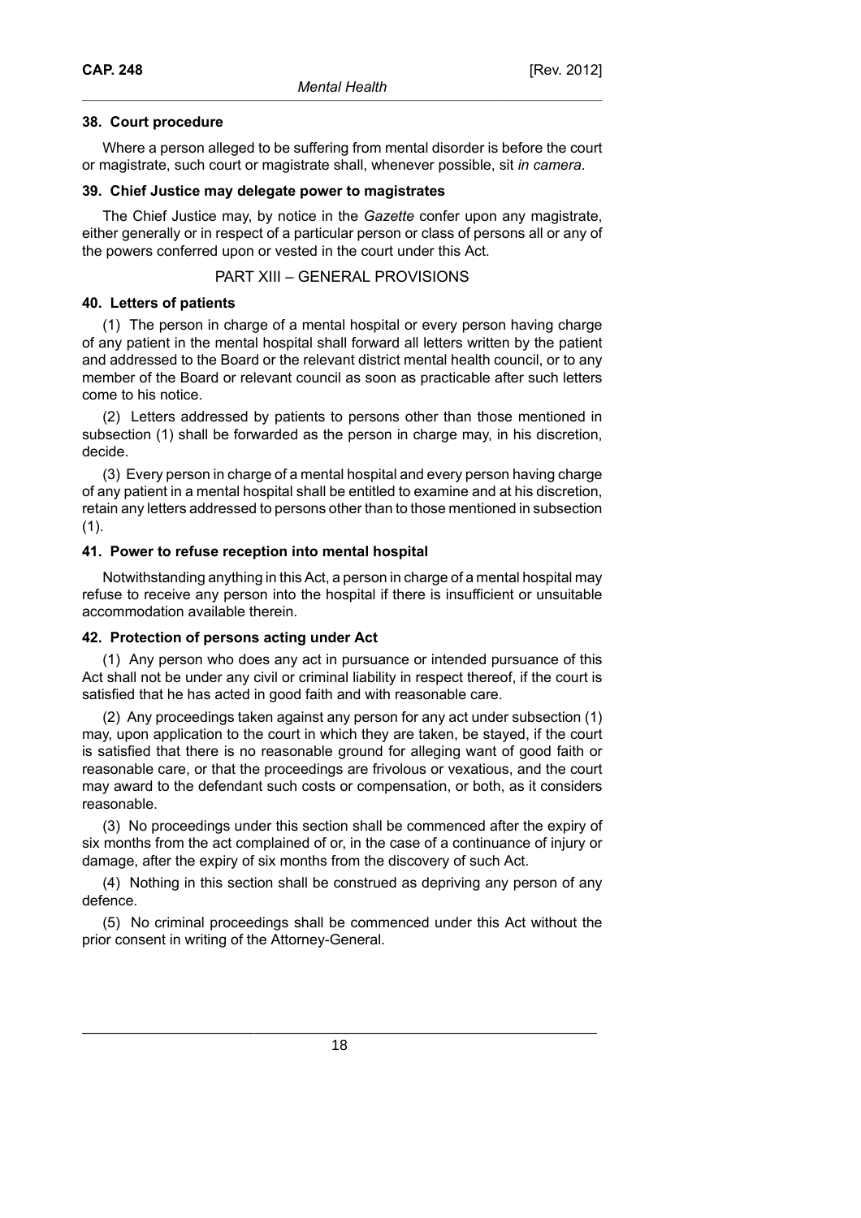### 38. Court procedure

Where a person alleged to be suffering from mental disorder is before the court or magistrate, such court or magistrate shall, whenever possible, sit *in camera*.

### 39. Chief Justice may delegate power to magistrates

The Chief Justice may, by notice in the *Gazette* confer upon any magistrate, either generally or in respect of a particular person or class of persons all or any of the powers conferred upon or vested in the court under this Act.

## PART XIII – GENERAL PROVISIONS

### 40. Letters of patients

(1) The person in charge of a mental hospital or every person having charge of any patient in the mental hospital shall forward all letters written by the patient and addressed to the Board or the relevant district mental health council, or to any member of the Board or relevant council as soon as practicable after such letters come to his notice.

(2) Letters addressed by patients to persons other than those mentioned in subsection (1) shall be forwarded as the person in charge may, in his discretion, decide.

(3) Every person in charge of a mental hospital and every person having charge of any patient in a mental hospital shall be entitled to examine and at his discretion, retain any letters addressed to persons other than to those mentioned in subsection (1).

### 41. Power to refuse reception into mental hospital

Notwithstanding anything in this Act, a person in charge of a mental hospital may refuse to receive any person into the hospital if there is insufficient or unsuitable accommodation available therein.

### 42. Protection of persons acting under Act

(1) Any person who does any act in pursuance or intended pursuance of this Act shall not be under any civil or criminal liability in respect thereof, if the court is satisfied that he has acted in good faith and with reasonable care.

(2) Any proceedings taken against any person for any act under subsection (1) may, upon application to the court in which they are taken, be stayed, if the court is satisfied that there is no reasonable ground for alleging want of good faith or reasonable care, or that the proceedings are frivolous or vexatious, and the court may award to the defendant such costs or compensation, or both, as it considers reasonable.

(3) No proceedings under this section shall be commenced after the expiry of six months from the act complained of or, in the case of a continuance of injury or damage, after the expiry of six months from the discovery of such Act.

(4) Nothing in this section shall be construed as depriving any person of any defence.

(5) No criminal proceedings shall be commenced under this Act without the prior consent in writing of the Attorney-General.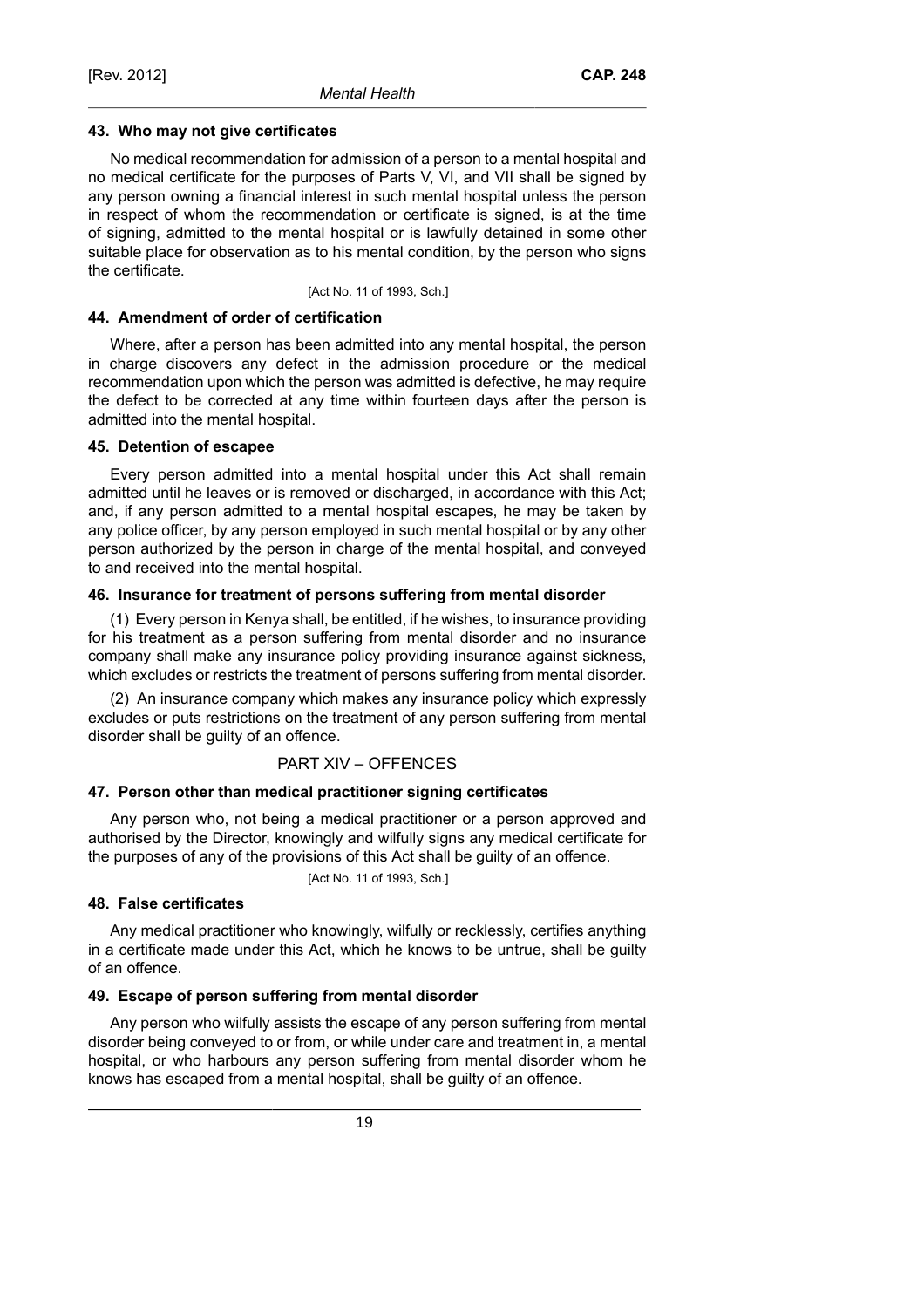#### 43. Who may not give certificates

No medical recommendation for admission of a person to a mental hospital and no medical certificate for the purposes of Parts V, VI, and VII shall be signed by any person owning a financial interest in such mental hospital unless the person in respect of whom the recommendation or certificate is signed, is at the time of signing, admitted to the mental hospital or is lawfully detained in some other suitable place for observation as to his mental condition, by the person who signs the certificate.

[Act No. 11 of 1993, Sch.]

#### 44. Amendment of order of certification

Where, after a person has been admitted into any mental hospital, the person in charge discovers any defect in the admission procedure or the medical recommendation upon which the person was admitted is defective, he may require the defect to be corrected at any time within fourteen days after the person is admitted into the mental hospital.

#### 45. Detention of escapee

Every person admitted into a mental hospital under this Act shall remain admitted until he leaves or is removed or discharged, in accordance with this Act; and, if any person admitted to a mental hospital escapes, he may be taken by any police officer, by any person employed in such mental hospital or by any other person authorized by the person in charge of the mental hospital, and conveyed to and received into the mental hospital.

#### 46. Insurance for treatment of persons suffering from mental disorder

(1) Every person in Kenya shall, be entitled, if he wishes, to insurance providing for his treatment as a person suffering from mental disorder and no insurance company shall make any insurance policy providing insurance against sickness, which excludes or restricts the treatment of persons suffering from mental disorder.

(2) An insurance company which makes any insurance policy which expressly excludes or puts restrictions on the treatment of any person suffering from mental disorder shall be guilty of an offence.

## PART XIV – OFFENCES

#### 47. Person other than medical practitioner signing certificates

Any person who, not being a medical practitioner or a person approved and authorised by the Director, knowingly and wilfully signs any medical certificate for the purposes of any of the provisions of this Act shall be guilty of an offence.

[Act No. 11 of 1993, Sch.]

#### 48. False certificates

Any medical practitioner who knowingly, wilfully or recklessly, certifies anything in a certificate made under this Act, which he knows to be untrue, shall be guilty of an offence.

#### 49. Escape of person suffering from mental disorder

Any person who wilfully assists the escape of any person suffering from mental disorder being conveyed to or from, or while under care and treatment in, a mental hospital, or who harbours any person suffering from mental disorder whom he knows has escaped from a mental hospital, shall be guilty of an offence.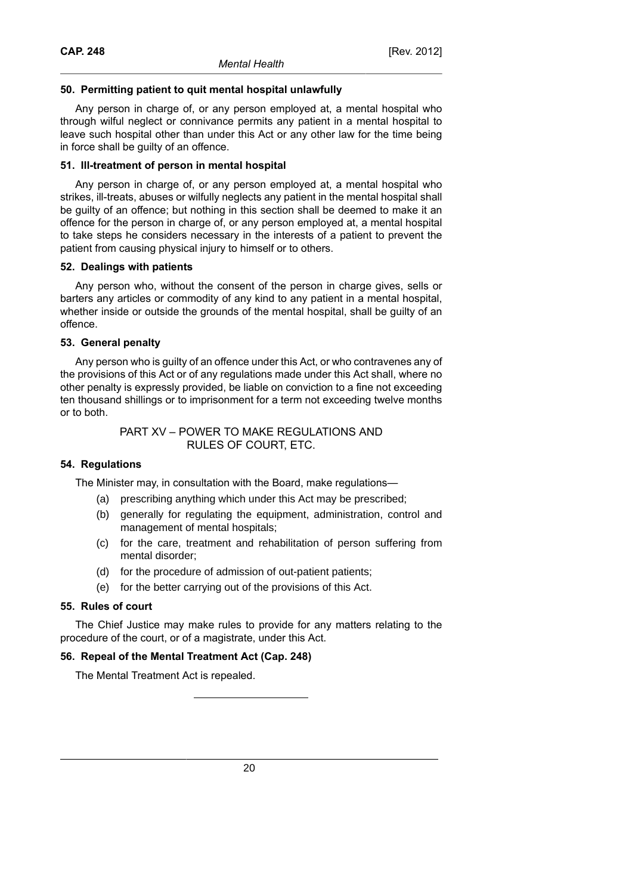### 50. Permitting patient to quit mental hospital unlawfully

Any person in charge of, or any person employed at, a mental hospital who through wilful neglect or connivance permits any patient in a mental hospital to leave such hospital other than under this Act or any other law for the time being in force shall be guilty of an offence.

### 51. Ill-treatment of person in mental hospital

Any person in charge of, or any person employed at, a mental hospital who strikes, ill-treats, abuses or wilfully neglects any patient in the mental hospital shall be guilty of an offence; but nothing in this section shall be deemed to make it an offence for the person in charge of, or any person employed at, a mental hospital to take steps he considers necessary in the interests of a patient to prevent the patient from causing physical injury to himself or to others.

### 52. Dealings with patients

Any person who, without the consent of the person in charge gives, sells or barters any articles or commodity of any kind to any patient in a mental hospital, whether inside or outside the grounds of the mental hospital, shall be guilty of an offence.

### 53. General penalty

Any person who is guilty of an offence under this Act, or who contravenes any of the provisions of this Act or of any regulations made under this Act shall, where no other penalty is expressly provided, be liable on conviction to a fine not exceeding ten thousand shillings or to imprisonment for a term not exceeding twelve months or to both.

## PART XV – POWER TO MAKE REGULATIONS AND RULES OF COURT, ETC.

### 54. Regulations

The Minister may, in consultation with the Board, make regulations—

- (a) prescribing anything which under this Act may be prescribed;
- (b) generally for regulating the equipment, administration, control and management of mental hospitals;
- (c) for the care, treatment and rehabilitation of person suffering from mental disorder;
- (d) for the procedure of admission of out-patient patients;
- (e) for the better carrying out of the provisions of this Act.

### 55. Rules of court

The Chief Justice may make rules to provide for any matters relating to the procedure of the court, or of a magistrate, under this Act.

### 56. Repeal of the Mental Treatment Act (Cap. 248)

The Mental Treatment Act is repealed.